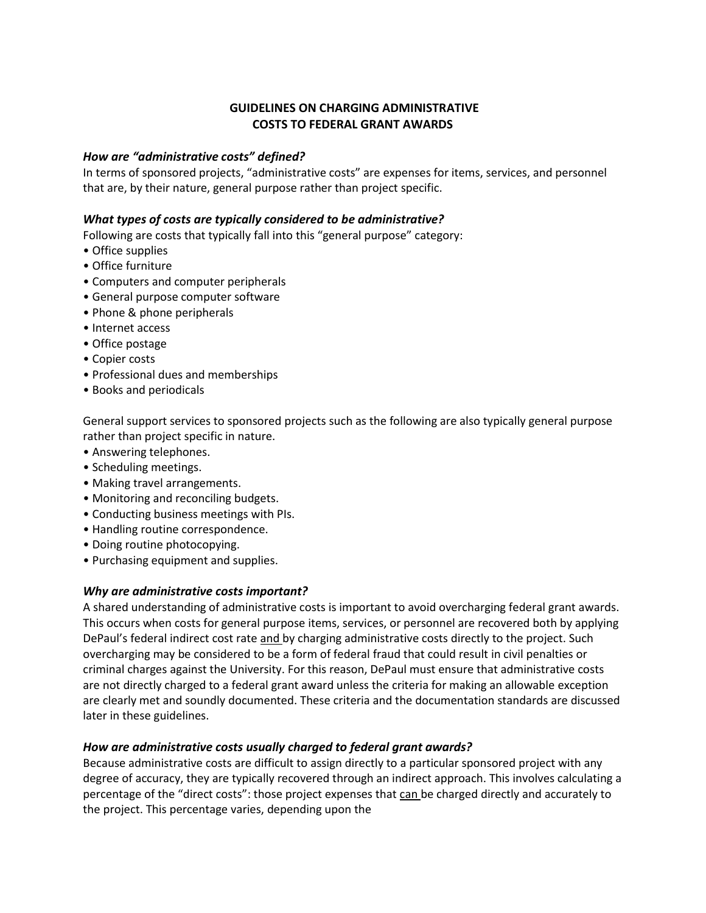# GUIDELINES ON CHARGING ADMINISTRATIVE COSTS TO FEDERAL GRANT AWARDS

### *How are "administrative costs" defined?*

In terms of sponsored projects, "administrative costs" are expenses for items, services, and personnel that are, by their nature, general purpose rather than project specific.

### *What types of costs are typically considered to be administrative?*

Following are costs that typically fall into this "general purpose" category:

- Office supplies
- Office furniture
- Computers and computer peripherals
- General purpose computer software
- Phone & phone peripherals
- Internet access
- Office postage
- Copier costs
- Professional dues and memberships
- Books and periodicals

General support services to sponsored projects such as the following are also typically general purpose rather than project specific in nature.

- Answering telephones.
- Scheduling meetings.
- Making travel arrangements.
- Monitoring and reconciling budgets.
- Conducting business meetings with PIs.
- Handling routine correspondence.
- Doing routine photocopying.
- Purchasing equipment and supplies.

### *Why are administrative costs important?*

A shared understanding of administrative costs is important to avoid overcharging federal grant awards. This occurs when costs for general purpose items, services, or personnel are recovered both by applying DePaul's federal indirect cost rate <u>and</u> by charging administrative costs directly to the project. Such overcharging may be considered to be a form of federal fraud that could result in civil penalties or criminal charges against the University. For this reason, DePaul must ensure that administrative costs are not directly charged to a federal grant award unless the criteria for making an allowable exception are clearly met and soundly documented. These criteria and the documentation standards are discussed later in these guidelines.

### *How are administrative costs usually charged to federal grant awards?*

Because administrative costs are difficult to assign directly to a particular sponsored project with any degree of accuracy, they are typically recovered through an indirect approach. This involves calculating a percentage of the "direct costs": those project expenses that <u>can</u> be charged directly and accurately to the project. This percentage varies, depending upon the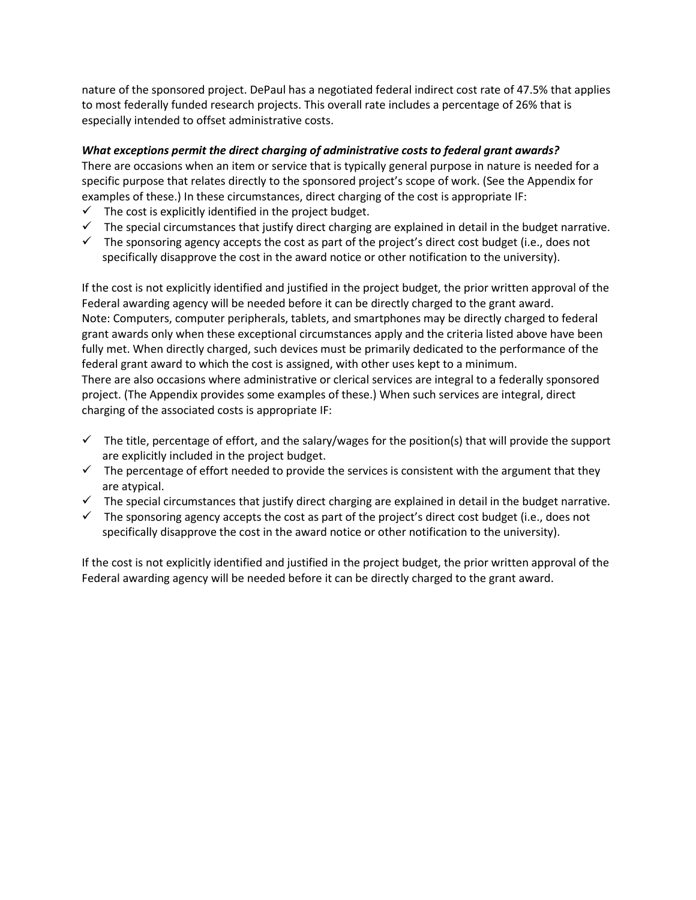nature of the sponsored project. DePaul has a negotiated federal indirect cost rate of 47.5% that applies to most federally funded research projects. This overall rate includes a percentage of 26% that is especially intended to offset administrative costs.

***What exceptions permit the direct charging of administrative costs to federal grant awards?***

There are occasions when an item or service that is typically general purpose in nature is needed for a specific purpose that relates directly to the sponsored project's scope of work. (See the Appendix for examples of these.) In these circumstances, direct charging of the cost is appropriate IF:

- ✓ The cost is explicitly identified in the project budget.
- ✓ The special circumstances that justify direct charging are explained in detail in the budget narrative.
- ✓ The sponsoring agency accepts the cost as part of the project's direct cost budget (i.e., does not specifically disapprove the cost in the award notice or other notification to the university).

If the cost is not explicitly identified and justified in the project budget, the prior written approval of the Federal awarding agency will be needed before it can be directly charged to the grant award.

Note: Computers, computer peripherals, tablets, and smartphones may be directly charged to federal grant awards only when these exceptional circumstances apply and the criteria listed above have been fully met. When directly charged, such devices must be primarily dedicated to the performance of the federal grant award to which the cost is assigned, with other uses kept to a minimum.

There are also occasions where administrative or clerical services are integral to a federally sponsored project. (The Appendix provides some examples of these.) When such services are integral, direct charging of the associated costs is appropriate IF:

- ✓ The title, percentage of effort, and the salary/wages for the position(s) that will provide the support are explicitly included in the project budget.
- ✓ The percentage of effort needed to provide the services is consistent with the argument that they are atypical.
- ✓ The special circumstances that justify direct charging are explained in detail in the budget narrative.
- ✓ The sponsoring agency accepts the cost as part of the project's direct cost budget (i.e., does not specifically disapprove the cost in the award notice or other notification to the university).

If the cost is not explicitly identified and justified in the project budget, the prior written approval of the Federal awarding agency will be needed before it can be directly charged to the grant award.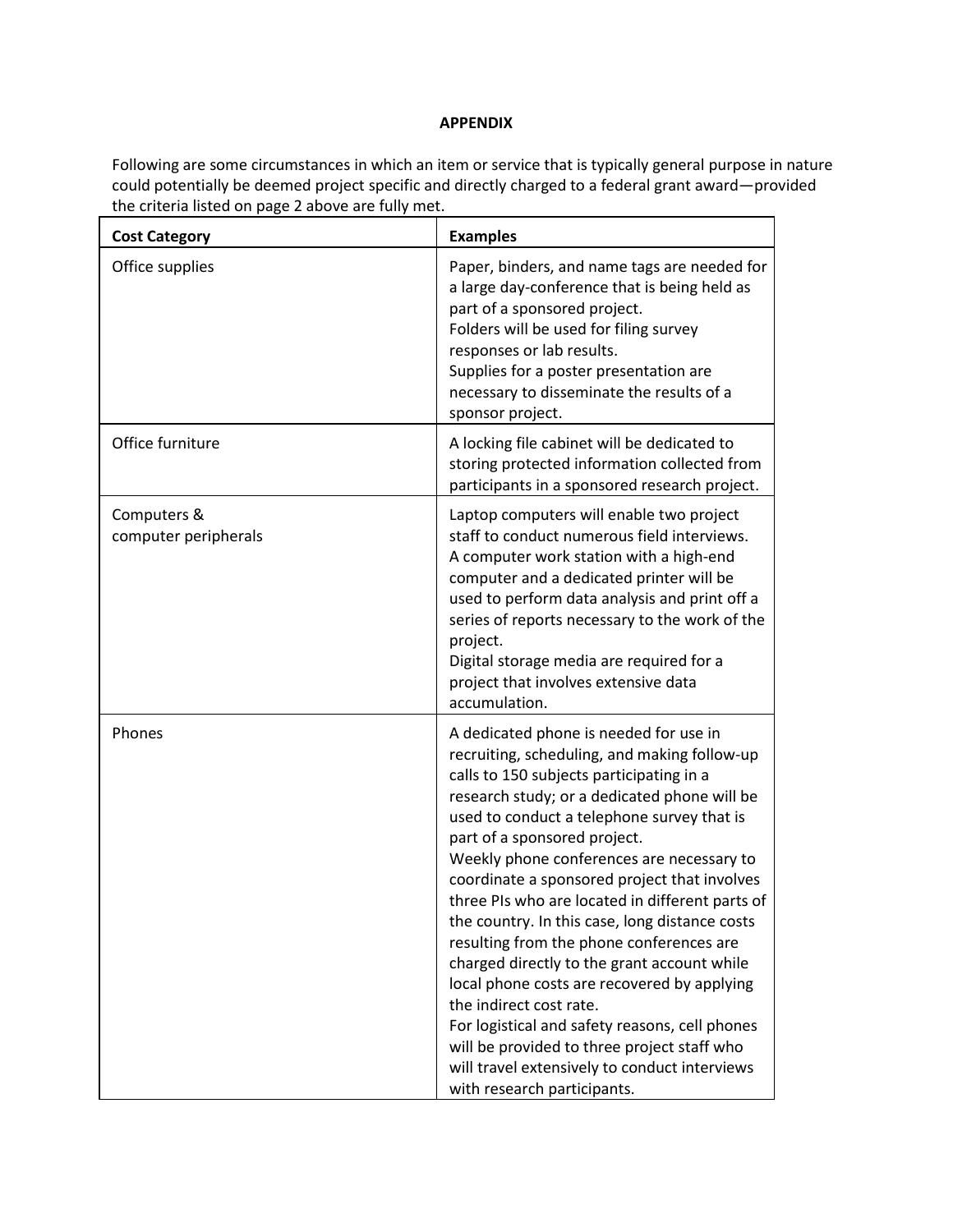# APPENDIX

Following are some circumstances in which an item or service that is typically general purpose in nature could potentially be deemed project specific and directly charged to a federal grant award—provided the criteria listed on page 2 above are fully met.

| Cost Category | Examples |
|---|---|
| Office supplies | Paper, binders, and name tags are needed for a large day-conference that is being held as part of a sponsored project.<br>Folders will be used for filing survey responses or lab results.<br>Supplies for a poster presentation are necessary to disseminate the results of a sponsor project. |
| Office furniture | A locking file cabinet will be dedicated to storing protected information collected from participants in a sponsored research project. |
| Computers & computer peripherals | Laptop computers will enable two project staff to conduct numerous field interviews.<br>A computer work station with a high-end computer and a dedicated printer will be used to perform data analysis and print off a series of reports necessary to the work of the project.<br>Digital storage media are required for a project that involves extensive data accumulation. |
| Phones | A dedicated phone is needed for use in recruiting, scheduling, and making follow-up calls to 150 subjects participating in a research study; or a dedicated phone will be used to conduct a telephone survey that is part of a sponsored project.<br>Weekly phone conferences are necessary to coordinate a sponsored project that involves three PIs who are located in different parts of the country. In this case, long distance costs resulting from the phone conferences are charged directly to the grant account while local phone costs are recovered by applying the indirect cost rate.<br>For logistical and safety reasons, cell phones will be provided to three project staff who will travel extensively to conduct interviews with research participants. |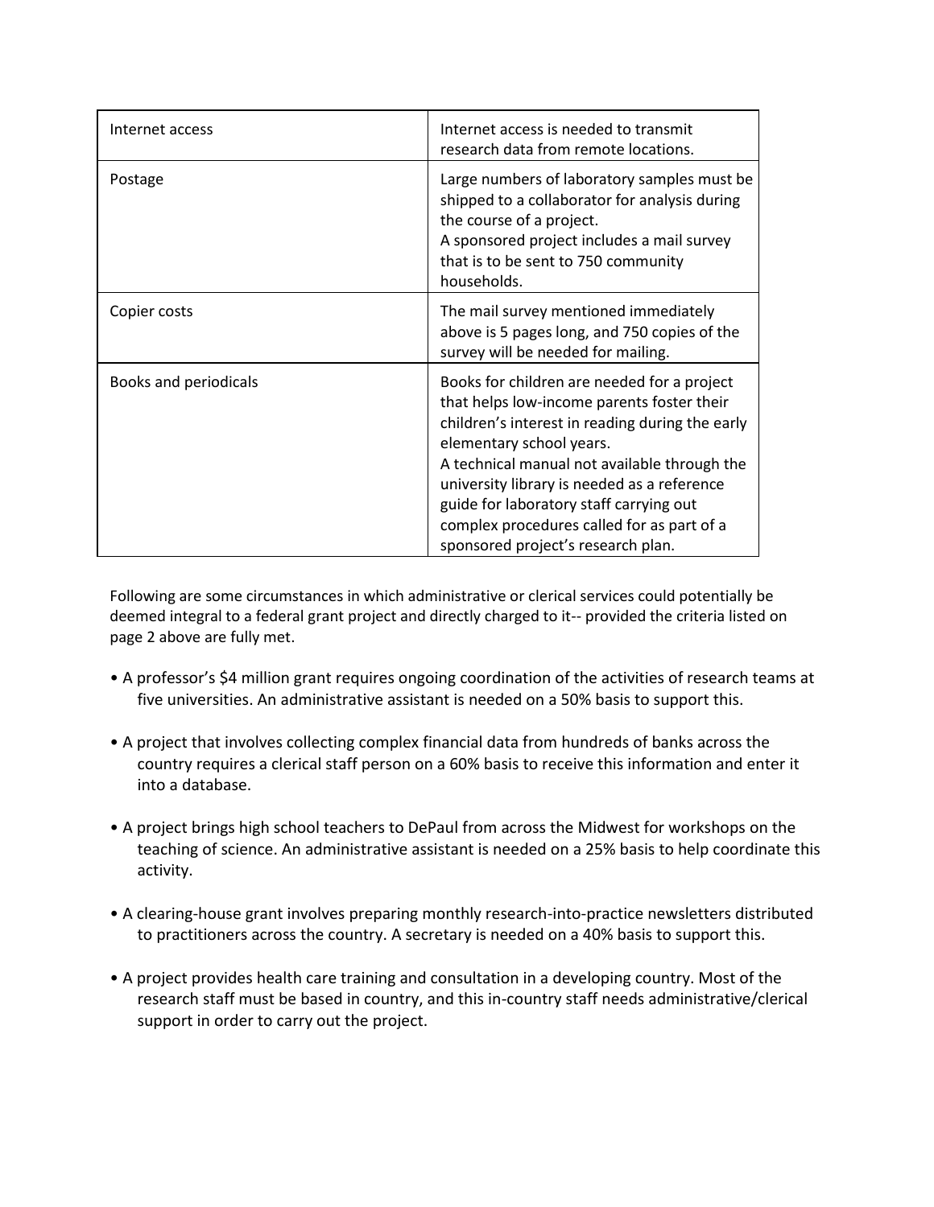| | |
|---|---|
| Internet access | Internet access is needed to transmit research data from remote locations. |
| Postage | Large numbers of laboratory samples must be shipped to a collaborator for analysis during the course of a project.<br>A sponsored project includes a mail survey that is to be sent to 750 community households. |
| Copier costs | The mail survey mentioned immediately above is 5 pages long, and 750 copies of the survey will be needed for mailing. |
| Books and periodicals | Books for children are needed for a project that helps low-income parents foster their children's interest in reading during the early elementary school years.<br>A technical manual not available through the university library is needed as a reference guide for laboratory staff carrying out complex procedures called for as part of a sponsored project's research plan. |

Following are some circumstances in which administrative or clerical services could potentially be deemed integral to a federal grant project and directly charged to it-- provided the criteria listed on page 2 above are fully met.

- A professor's $4 million grant requires ongoing coordination of the activities of research teams at five universities. An administrative assistant is needed on a 50% basis to support this.
- A project that involves collecting complex financial data from hundreds of banks across the country requires a clerical staff person on a 60% basis to receive this information and enter it into a database.
- A project brings high school teachers to DePaul from across the Midwest for workshops on the teaching of science. An administrative assistant is needed on a 25% basis to help coordinate this activity.
- A clearing-house grant involves preparing monthly research-into-practice newsletters distributed to practitioners across the country. A secretary is needed on a 40% basis to support this.
- A project provides health care training and consultation in a developing country. Most of the research staff must be based in country, and this in-country staff needs administrative/clerical support in order to carry out the project.